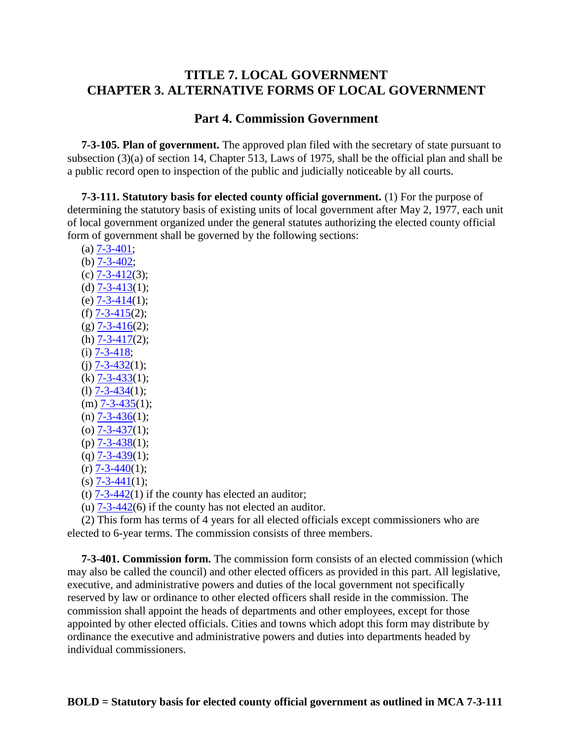# TITLE 7. LOCAL GOVERNMENT
# CHAPTER 3. ALTERNATIVE FORMS OF LOCAL GOVERNMENT

## Part 4. Commission Government

**7-3-105. Plan of government.** The approved plan filed with the secretary of state pursuant to subsection (3)(a) of section 14, Chapter 513, Laws of 1975, shall be the official plan and shall be a public record open to inspection of the public and judicially noticeable by all courts.

**7-3-111. Statutory basis for elected county official government.** (1) For the purpose of determining the statutory basis of existing units of local government after May 2, 1977, each unit of local government organized under the general statutes authorizing the elected county official form of government shall be governed by the following sections:

(a) 7-3-401;
(b) 7-3-402;
(c) 7-3-412(3);
(d) 7-3-413(1);
(e) 7-3-414(1);
(f) 7-3-415(2);
(g) 7-3-416(2);
(h) 7-3-417(2);
(i) 7-3-418;
(j) 7-3-432(1);
(k) 7-3-433(1);
(l) 7-3-434(1);
(m) 7-3-435(1);
(n) 7-3-436(1);
(o) 7-3-437(1);
(p) 7-3-438(1);
(q) 7-3-439(1);
(r) 7-3-440(1);
(s) 7-3-441(1);
(t) 7-3-442(1) if the county has elected an auditor;
(u) 7-3-442(6) if the county has not elected an auditor.

(2) This form has terms of 4 years for all elected officials except commissioners who are elected to 6-year terms. The commission consists of three members.

**7-3-401. Commission form.** The commission form consists of an elected commission (which may also be called the council) and other elected officers as provided in this part. All legislative, executive, and administrative powers and duties of the local government not specifically reserved by law or ordinance to other elected officers shall reside in the commission. The commission shall appoint the heads of departments and other employees, except for those appointed by other elected officials. Cities and towns which adopt this form may distribute by ordinance the executive and administrative powers and duties into departments headed by individual commissioners.

**BOLD = Statutory basis for elected county official government as outlined in MCA 7-3-111**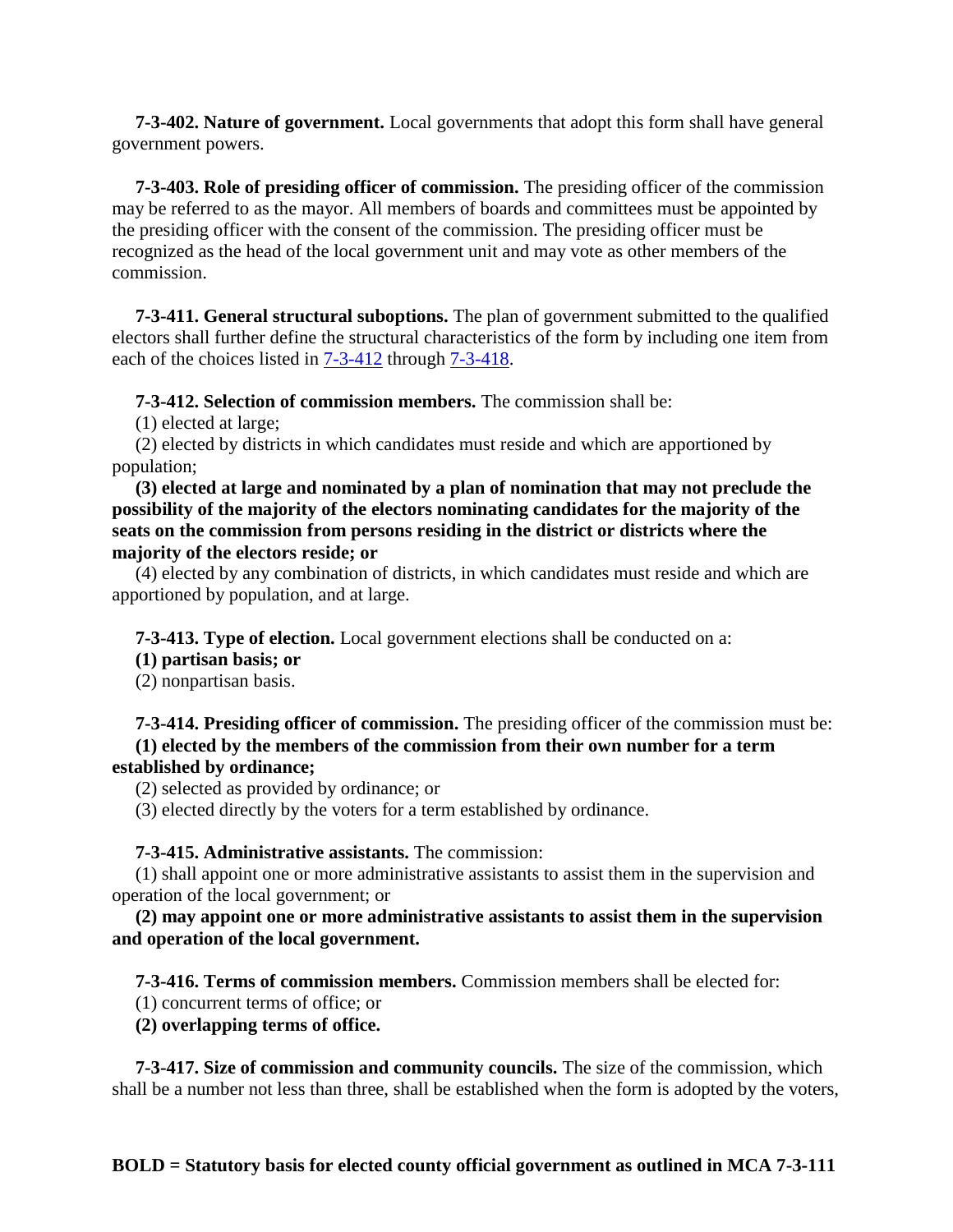**7-3-402. Nature of government.** Local governments that adopt this form shall have general government powers.

**7-3-403. Role of presiding officer of commission.** The presiding officer of the commission may be referred to as the mayor. All members of boards and committees must be appointed by the presiding officer with the consent of the commission. The presiding officer must be recognized as the head of the local government unit and may vote as other members of the commission.

**7-3-411. General structural suboptions.** The plan of government submitted to the qualified electors shall further define the structural characteristics of the form by including one item from each of the choices listed in 7-3-412 through 7-3-418.

**7-3-412. Selection of commission members.** The commission shall be:

(1) elected at large;

(2) elected by districts in which candidates must reside and which are apportioned by population;

**(3) elected at large and nominated by a plan of nomination that may not preclude the possibility of the majority of the electors nominating candidates for the majority of the seats on the commission from persons residing in the district or districts where the majority of the electors reside; or**

(4) elected by any combination of districts, in which candidates must reside and which are apportioned by population, and at large.

**7-3-413. Type of election.** Local government elections shall be conducted on a:

**(1) partisan basis; or**

(2) nonpartisan basis.

**7-3-414. Presiding officer of commission.** The presiding officer of the commission must be:

**(1) elected by the members of the commission from their own number for a term established by ordinance;**

(2) selected as provided by ordinance; or

(3) elected directly by the voters for a term established by ordinance.

**7-3-415. Administrative assistants.** The commission:

(1) shall appoint one or more administrative assistants to assist them in the supervision and operation of the local government; or

**(2) may appoint one or more administrative assistants to assist them in the supervision and operation of the local government.**

**7-3-416. Terms of commission members.** Commission members shall be elected for:

(1) concurrent terms of office; or

**(2) overlapping terms of office.**

**7-3-417. Size of commission and community councils.** The size of the commission, which shall be a number not less than three, shall be established when the form is adopted by the voters,

**BOLD = Statutory basis for elected county official government as outlined in MCA 7-3-111**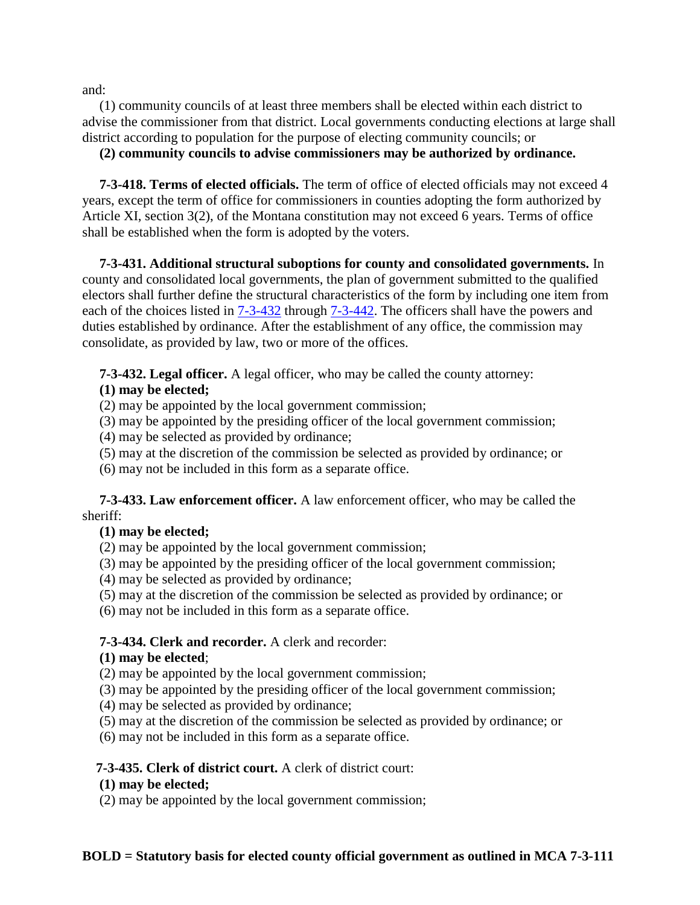and:

(1) community councils of at least three members shall be elected within each district to advise the commissioner from that district. Local governments conducting elections at large shall district according to population for the purpose of electing community councils; or

**(2) community councils to advise commissioners may be authorized by ordinance.**

**7-3-418. Terms of elected officials.** The term of office of elected officials may not exceed 4 years, except the term of office for commissioners in counties adopting the form authorized by Article XI, section 3(2), of the Montana constitution may not exceed 6 years. Terms of office shall be established when the form is adopted by the voters.

**7-3-431. Additional structural suboptions for county and consolidated governments.** In county and consolidated local governments, the plan of government submitted to the qualified electors shall further define the structural characteristics of the form by including one item from each of the choices listed in 7-3-432 through 7-3-442. The officers shall have the powers and duties established by ordinance. After the establishment of any office, the commission may consolidate, as provided by law, two or more of the offices.

**7-3-432. Legal officer.** A legal officer, who may be called the county attorney:

**(1) may be elected;**

(2) may be appointed by the local government commission;

(3) may be appointed by the presiding officer of the local government commission;

(4) may be selected as provided by ordinance;

(5) may at the discretion of the commission be selected as provided by ordinance; or

(6) may not be included in this form as a separate office.

**7-3-433. Law enforcement officer.** A law enforcement officer, who may be called the sheriff:

**(1) may be elected;**

(2) may be appointed by the local government commission;

(3) may be appointed by the presiding officer of the local government commission;

(4) may be selected as provided by ordinance;

(5) may at the discretion of the commission be selected as provided by ordinance; or

(6) may not be included in this form as a separate office.

**7-3-434. Clerk and recorder.** A clerk and recorder:

**(1) may be elected**;

(2) may be appointed by the local government commission;

(3) may be appointed by the presiding officer of the local government commission;

(4) may be selected as provided by ordinance;

(5) may at the discretion of the commission be selected as provided by ordinance; or

(6) may not be included in this form as a separate office.

**7-3-435. Clerk of district court.** A clerk of district court:

**(1) may be elected;**

(2) may be appointed by the local government commission;

**BOLD = Statutory basis for elected county official government as outlined in MCA 7-3-111**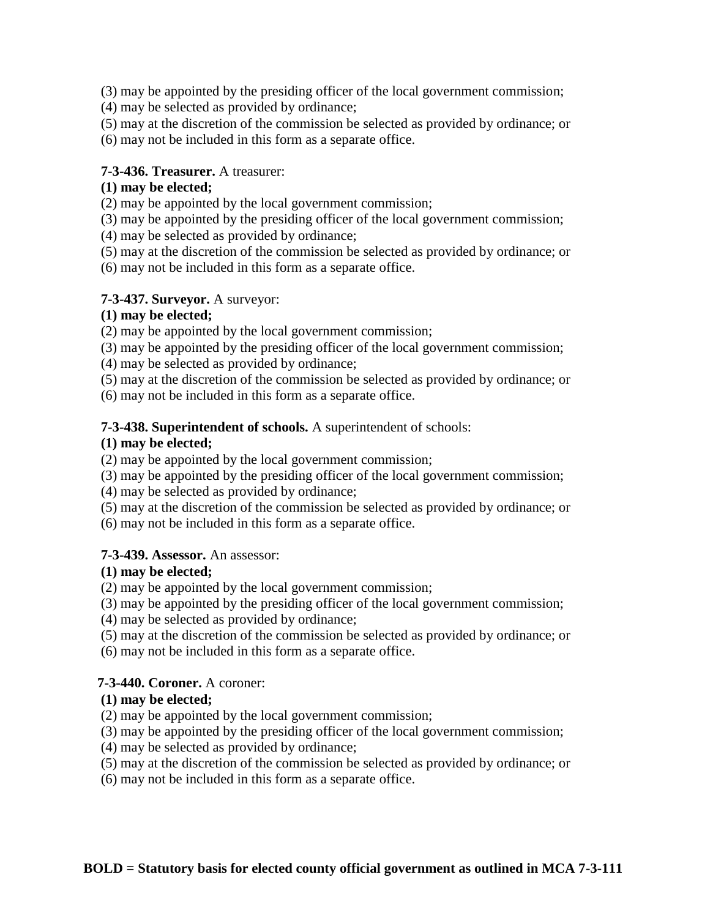(3) may be appointed by the presiding officer of the local government commission;
(4) may be selected as provided by ordinance;
(5) may at the discretion of the commission be selected as provided by ordinance; or
(6) may not be included in this form as a separate office.

**7-3-436. Treasurer.** A treasurer:
**(1) may be elected;**
(2) may be appointed by the local government commission;
(3) may be appointed by the presiding officer of the local government commission;
(4) may be selected as provided by ordinance;
(5) may at the discretion of the commission be selected as provided by ordinance; or
(6) may not be included in this form as a separate office.

**7-3-437. Surveyor.** A surveyor:
**(1) may be elected;**
(2) may be appointed by the local government commission;
(3) may be appointed by the presiding officer of the local government commission;
(4) may be selected as provided by ordinance;
(5) may at the discretion of the commission be selected as provided by ordinance; or
(6) may not be included in this form as a separate office.

**7-3-438. Superintendent of schools.** A superintendent of schools:
**(1) may be elected;**
(2) may be appointed by the local government commission;
(3) may be appointed by the presiding officer of the local government commission;
(4) may be selected as provided by ordinance;
(5) may at the discretion of the commission be selected as provided by ordinance; or
(6) may not be included in this form as a separate office.

**7-3-439. Assessor.** An assessor:
**(1) may be elected;**
(2) may be appointed by the local government commission;
(3) may be appointed by the presiding officer of the local government commission;
(4) may be selected as provided by ordinance;
(5) may at the discretion of the commission be selected as provided by ordinance; or
(6) may not be included in this form as a separate office.

**7-3-440. Coroner.** A coroner:
**(1) may be elected;**
(2) may be appointed by the local government commission;
(3) may be appointed by the presiding officer of the local government commission;
(4) may be selected as provided by ordinance;
(5) may at the discretion of the commission be selected as provided by ordinance; or
(6) may not be included in this form as a separate office.

**BOLD = Statutory basis for elected county official government as outlined in MCA 7-3-111**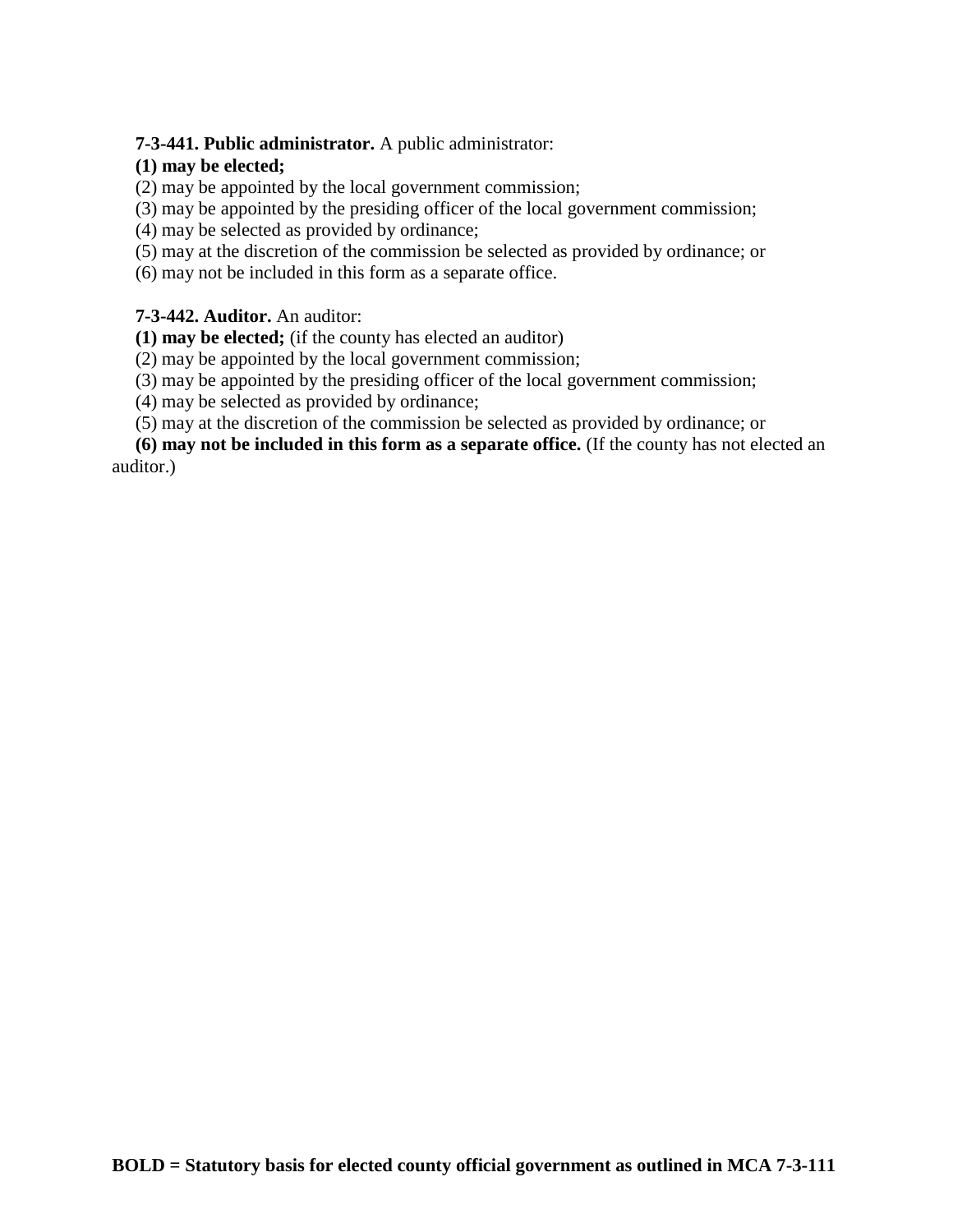**7-3-441. Public administrator.** A public administrator:

**(1) may be elected;**

(2) may be appointed by the local government commission;

(3) may be appointed by the presiding officer of the local government commission;

(4) may be selected as provided by ordinance;

(5) may at the discretion of the commission be selected as provided by ordinance; or

(6) may not be included in this form as a separate office.

**7-3-442. Auditor.** An auditor:

**(1) may be elected;** (if the county has elected an auditor)

(2) may be appointed by the local government commission;

(3) may be appointed by the presiding officer of the local government commission;

(4) may be selected as provided by ordinance;

(5) may at the discretion of the commission be selected as provided by ordinance; or

**(6) may not be included in this form as a separate office.** (If the county has not elected an auditor.)

**BOLD = Statutory basis for elected county official government as outlined in MCA 7-3-111**